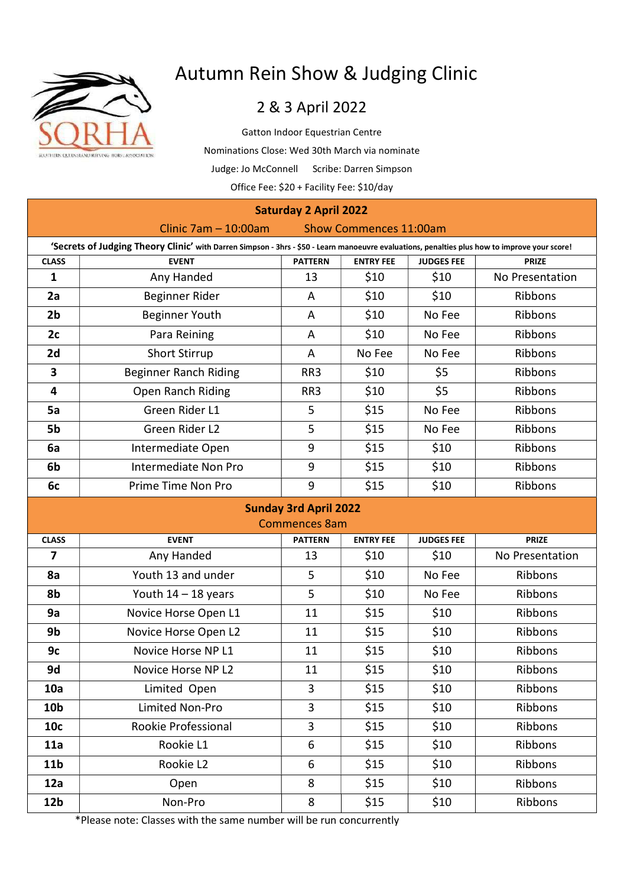# Autumn Rein Show & Judging Clinic

## 2 & 3 April 2022

Gatton Indoor Equestrian Centre

Nominations Close: Wed 30th March via nominate

Judge: Jo McConnell Scribe: Darren Simpson

Office Fee: $20 + Facility Fee: $10/day

| CLASS | EVENT | PATTERN | ENTRY FEE | JUDGES FEE | PRIZE |
|---|---|---|---|---|---|
| **Saturday 2 April 2022** | | | | | |
| Clinic 7am – 10:00am | | Show Commences 11:00am | | | |
| **'Secrets of Judging Theory Clinic'** with Darren Simpson - 3hrs - $50 - Learn manoeuvre evaluations, penalties plus how to improve your score! | | | | | |
| **1** | Any Handed | 13 | $10 | $10 | No Presentation |
| **2a** | Beginner Rider | A | $10 | $10 | Ribbons |
| **2b** | Beginner Youth | A | $10 | No Fee | Ribbons |
| **2c** | Para Reining | A | $10 | No Fee | Ribbons |
| **2d** | Short Stirrup | A | No Fee | No Fee | Ribbons |
| **3** | Beginner Ranch Riding | RR3 | $10 | $5 | Ribbons |
| **4** | Open Ranch Riding | RR3 | $10 | $5 | Ribbons |
| **5a** | Green Rider L1 | 5 | $15 | No Fee | Ribbons |
| **5b** | Green Rider L2 | 5 | $15 | No Fee | Ribbons |
| **6a** | Intermediate Open | 9 | $15 | $10 | Ribbons |
| **6b** | Intermediate Non Pro | 9 | $15 | $10 | Ribbons |
| **6c** | Prime Time Non Pro | 9 | $15 | $10 | Ribbons |
| **Sunday 3rd April 2022** | | | | | |
| Commences 8am | | | | | |
| **CLASS** | **EVENT** | **PATTERN** | **ENTRY FEE** | **JUDGES FEE** | **PRIZE** |
| **7** | Any Handed | 13 | $10 | $10 | No Presentation |
| **8a** | Youth 13 and under | 5 | $10 | No Fee | Ribbons |
| **8b** | Youth 14 – 18 years | 5 | $10 | No Fee | Ribbons |
| **9a** | Novice Horse Open L1 | 11 | $15 | $10 | Ribbons |
| **9b** | Novice Horse Open L2 | 11 | $15 | $10 | Ribbons |
| **9c** | Novice Horse NP L1 | 11 | $15 | $10 | Ribbons |
| **9d** | Novice Horse NP L2 | 11 | $15 | $10 | Ribbons |
| **10a** | Limited Open | 3 | $15 | $10 | Ribbons |
| **10b** | Limited Non-Pro | 3 | $15 | $10 | Ribbons |
| **10c** | Rookie Professional | 3 | $15 | $10 | Ribbons |
| **11a** | Rookie L1 | 6 | $15 | $10 | Ribbons |
| **11b** | Rookie L2 | 6 | $15 | $10 | Ribbons |
| **12a** | Open | 8 | $15 | $10 | Ribbons |
| **12b** | Non-Pro | 8 | $15 | $10 | Ribbons |

*Please note: Classes with the same number will be run concurrently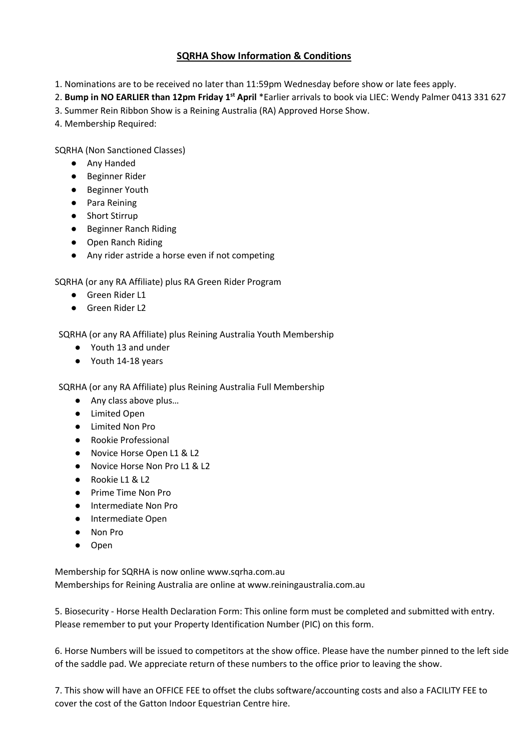## SQRHA Show Information & Conditions

1. Nominations are to be received no later than 11:59pm Wednesday before show or late fees apply.
2. **Bump in NO EARLIER than 12pm Friday 1st April** *Earlier arrivals to book via LIEC: Wendy Palmer 0413 331 627
3. Summer Rein Ribbon Show is a Reining Australia (RA) Approved Horse Show.
4. Membership Required:

SQRHA (Non Sanctioned Classes)

- Any Handed
- Beginner Rider
- Beginner Youth
- Para Reining
- Short Stirrup
- Beginner Ranch Riding
- Open Ranch Riding
- Any rider astride a horse even if not competing

SQRHA (or any RA Affiliate) plus RA Green Rider Program

- Green Rider L1
- Green Rider L2

SQRHA (or any RA Affiliate) plus Reining Australia Youth Membership

- Youth 13 and under
- Youth 14-18 years

SQRHA (or any RA Affiliate) plus Reining Australia Full Membership

- Any class above plus…
- Limited Open
- Limited Non Pro
- Rookie Professional
- Novice Horse Open L1 & L2
- Novice Horse Non Pro L1 & L2
- Rookie L1 & L2
- Prime Time Non Pro
- Intermediate Non Pro
- Intermediate Open
- Non Pro
- Open

Membership for SQRHA is now online www.sqrha.com.au
Memberships for Reining Australia are online at www.reiningaustralia.com.au

5. Biosecurity - Horse Health Declaration Form: This online form must be completed and submitted with entry. Please remember to put your Property Identification Number (PIC) on this form.

6. Horse Numbers will be issued to competitors at the show office. Please have the number pinned to the left side of the saddle pad. We appreciate return of these numbers to the office prior to leaving the show.

7. This show will have an OFFICE FEE to offset the clubs software/accounting costs and also a FACILITY FEE to cover the cost of the Gatton Indoor Equestrian Centre hire.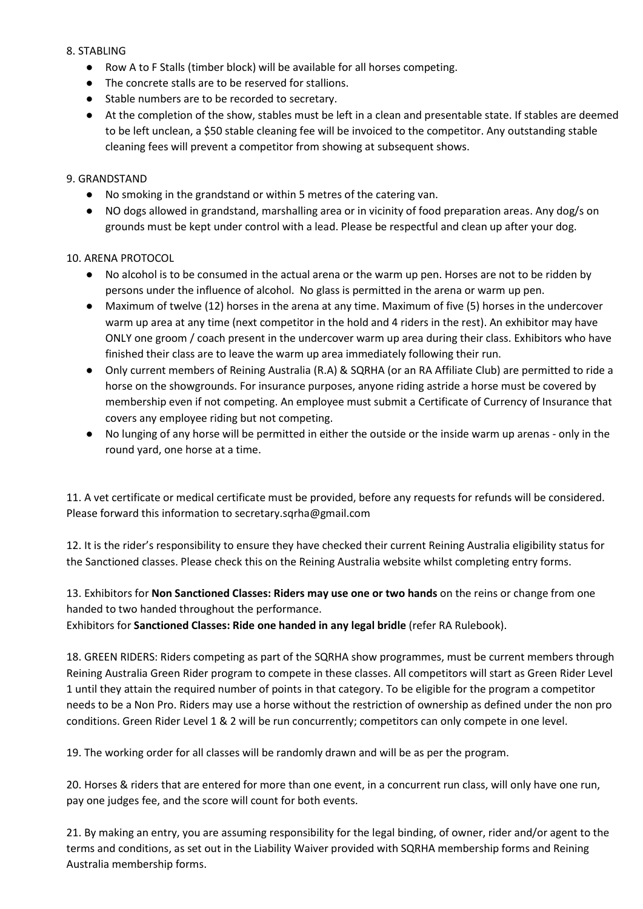8. STABLING

- Row A to F Stalls (timber block) will be available for all horses competing.
- The concrete stalls are to be reserved for stallions.
- Stable numbers are to be recorded to secretary.
- At the completion of the show, stables must be left in a clean and presentable state. If stables are deemed to be left unclean, a $50 stable cleaning fee will be invoiced to the competitor. Any outstanding stable cleaning fees will prevent a competitor from showing at subsequent shows.

9. GRANDSTAND

- No smoking in the grandstand or within 5 metres of the catering van.
- NO dogs allowed in grandstand, marshalling area or in vicinity of food preparation areas. Any dog/s on grounds must be kept under control with a lead. Please be respectful and clean up after your dog.

10. ARENA PROTOCOL

- No alcohol is to be consumed in the actual arena or the warm up pen. Horses are not to be ridden by persons under the influence of alcohol. No glass is permitted in the arena or warm up pen.
- Maximum of twelve (12) horses in the arena at any time. Maximum of five (5) horses in the undercover warm up area at any time (next competitor in the hold and 4 riders in the rest). An exhibitor may have ONLY one groom / coach present in the undercover warm up area during their class. Exhibitors who have finished their class are to leave the warm up area immediately following their run.
- Only current members of Reining Australia (R.A) & SQRHA (or an RA Affiliate Club) are permitted to ride a horse on the showgrounds. For insurance purposes, anyone riding astride a horse must be covered by membership even if not competing. An employee must submit a Certificate of Currency of Insurance that covers any employee riding but not competing.
- No lunging of any horse will be permitted in either the outside or the inside warm up arenas - only in the round yard, one horse at a time.

11. A vet certificate or medical certificate must be provided, before any requests for refunds will be considered. Please forward this information to secretary.sqrha@gmail.com

12. It is the rider's responsibility to ensure they have checked their current Reining Australia eligibility status for the Sanctioned classes. Please check this on the Reining Australia website whilst completing entry forms.

13. Exhibitors for **Non Sanctioned Classes: Riders may use one or two hands** on the reins or change from one handed to two handed throughout the performance.
Exhibitors for **Sanctioned Classes: Ride one handed in any legal bridle** (refer RA Rulebook).

18. GREEN RIDERS: Riders competing as part of the SQRHA show programmes, must be current members through Reining Australia Green Rider program to compete in these classes. All competitors will start as Green Rider Level 1 until they attain the required number of points in that category. To be eligible for the program a competitor needs to be a Non Pro. Riders may use a horse without the restriction of ownership as defined under the non pro conditions. Green Rider Level 1 & 2 will be run concurrently; competitors can only compete in one level.

19. The working order for all classes will be randomly drawn and will be as per the program.

20. Horses & riders that are entered for more than one event, in a concurrent run class, will only have one run, pay one judges fee, and the score will count for both events.

21. By making an entry, you are assuming responsibility for the legal binding, of owner, rider and/or agent to the terms and conditions, as set out in the Liability Waiver provided with SQRHA membership forms and Reining Australia membership forms.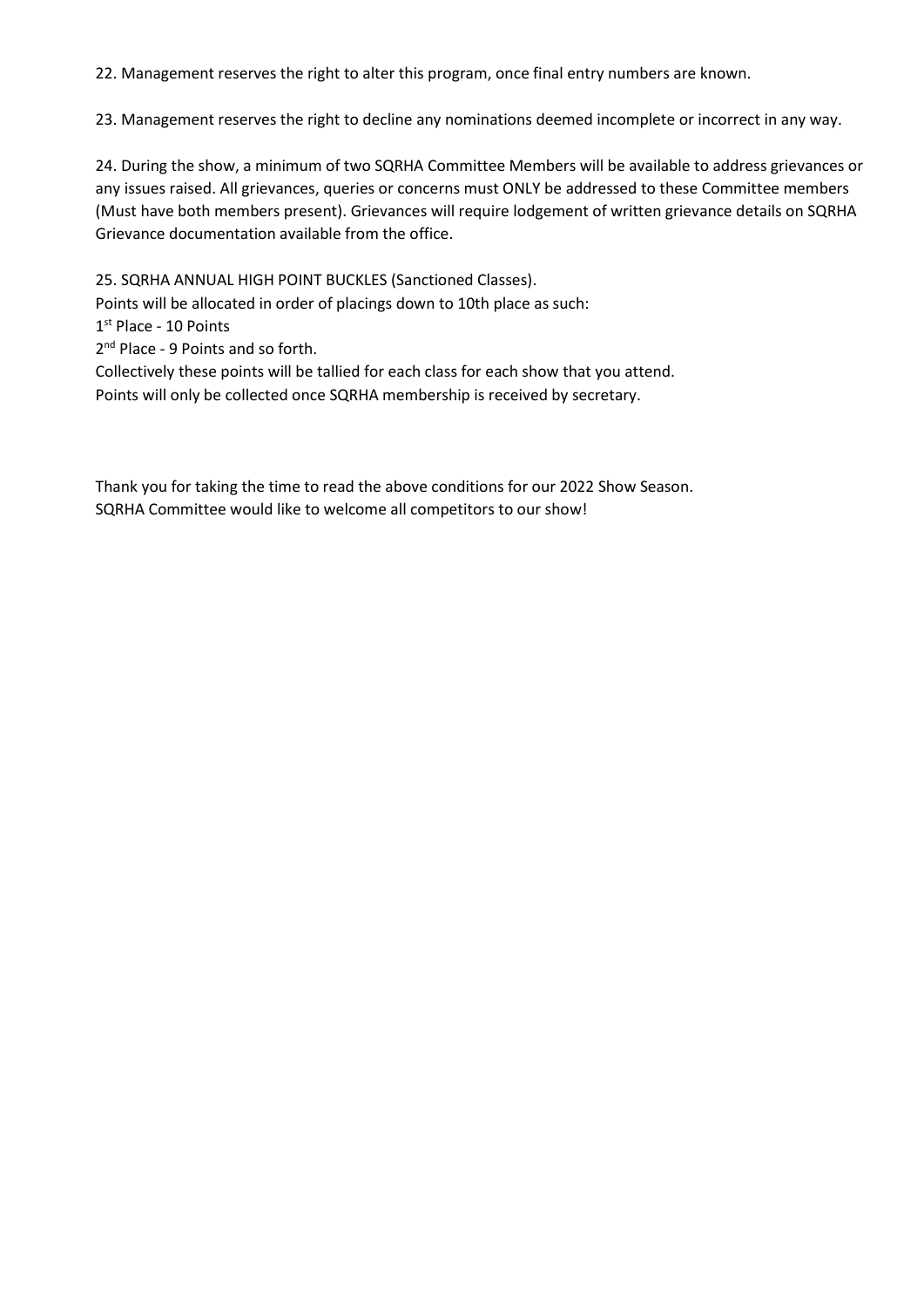22. Management reserves the right to alter this program, once final entry numbers are known.

23. Management reserves the right to decline any nominations deemed incomplete or incorrect in any way.

24. During the show, a minimum of two SQRHA Committee Members will be available to address grievances or any issues raised. All grievances, queries or concerns must ONLY be addressed to these Committee members (Must have both members present). Grievances will require lodgement of written grievance details on SQRHA Grievance documentation available from the office.

25. SQRHA ANNUAL HIGH POINT BUCKLES (Sanctioned Classes).
Points will be allocated in order of placings down to 10th place as such:
1st Place - 10 Points
2nd Place - 9 Points and so forth.
Collectively these points will be tallied for each class for each show that you attend.
Points will only be collected once SQRHA membership is received by secretary.

Thank you for taking the time to read the above conditions for our 2022 Show Season.
SQRHA Committee would like to welcome all competitors to our show!